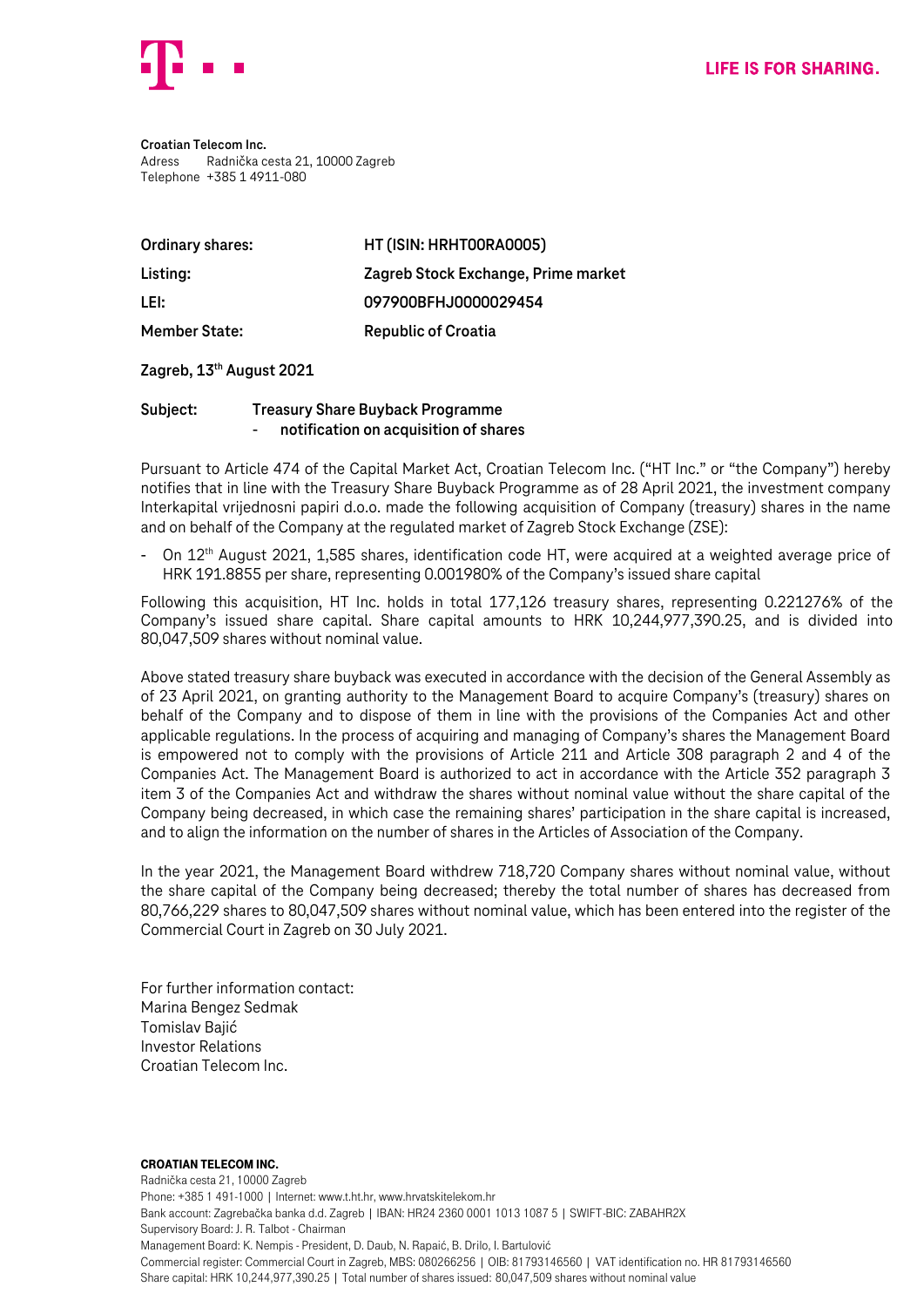LIFE IS FOR SHARING.

**Croatian Telecom Inc.**
Adress Radnička cesta 21, 10000 Zagreb
Telephone +385 1 4911-080

| | |
|---|---|
| **Ordinary shares:** | **HT (ISIN: HRHT00RA0005)** |
| **Listing:** | **Zagreb Stock Exchange, Prime market** |
| **LEI:** | **097900BFHJ0000029454** |
| **Member State:** | **Republic of Croatia** |

**Zagreb, 13th August 2021**

**Subject: Treasury Share Buyback Programme**
**- notification on acquisition of shares**

Pursuant to Article 474 of the Capital Market Act, Croatian Telecom Inc. ("HT Inc." or "the Company") hereby notifies that in line with the Treasury Share Buyback Programme as of 28 April 2021, the investment company Interkapital vrijednosni papiri d.o.o. made the following acquisition of Company (treasury) shares in the name and on behalf of the Company at the regulated market of Zagreb Stock Exchange (ZSE):

- On 12th August 2021, 1,585 shares, identification code HT, were acquired at a weighted average price of HRK 191.8855 per share, representing 0.001980% of the Company's issued share capital

Following this acquisition, HT Inc. holds in total 177,126 treasury shares, representing 0.221276% of the Company's issued share capital. Share capital amounts to HRK 10,244,977,390.25, and is divided into 80,047,509 shares without nominal value.

Above stated treasury share buyback was executed in accordance with the decision of the General Assembly as of 23 April 2021, on granting authority to the Management Board to acquire Company's (treasury) shares on behalf of the Company and to dispose of them in line with the provisions of the Companies Act and other applicable regulations. In the process of acquiring and managing of Company's shares the Management Board is empowered not to comply with the provisions of Article 211 and Article 308 paragraph 2 and 4 of the Companies Act. The Management Board is authorized to act in accordance with the Article 352 paragraph 3 item 3 of the Companies Act and withdraw the shares without nominal value without the share capital of the Company being decreased, in which case the remaining shares' participation in the share capital is increased, and to align the information on the number of shares in the Articles of Association of the Company.

In the year 2021, the Management Board withdrew 718,720 Company shares without nominal value, without the share capital of the Company being decreased; thereby the total number of shares has decreased from 80,766,229 shares to 80,047,509 shares without nominal value, which has been entered into the register of the Commercial Court in Zagreb on 30 July 2021.

For further information contact:
Marina Bengez Sedmak
Tomislav Bajić
Investor Relations
Croatian Telecom Inc.

**CROATIAN TELECOM INC.**
Radnička cesta 21, 10000 Zagreb
Phone: +385 1 491-1000 | Internet: www.t.ht.hr, www.hrvatskitelekom.hr
Bank account: Zagrebačka banka d.d. Zagreb | IBAN: HR24 2360 0001 1013 1087 5 | SWIFT-BIC: ZABAHR2X
Supervisory Board: J. R. Talbot - Chairman
Management Board: K. Nempis - President, D. Daub, N. Rapaić, B. Drilo, I. Bartulović
Commercial register: Commercial Court in Zagreb, MBS: 080266256 | OIB: 81793146560 | VAT identification no. HR 81793146560
Share capital: HRK 10,244,977,390.25 | Total number of shares issued: 80,047,509 shares without nominal value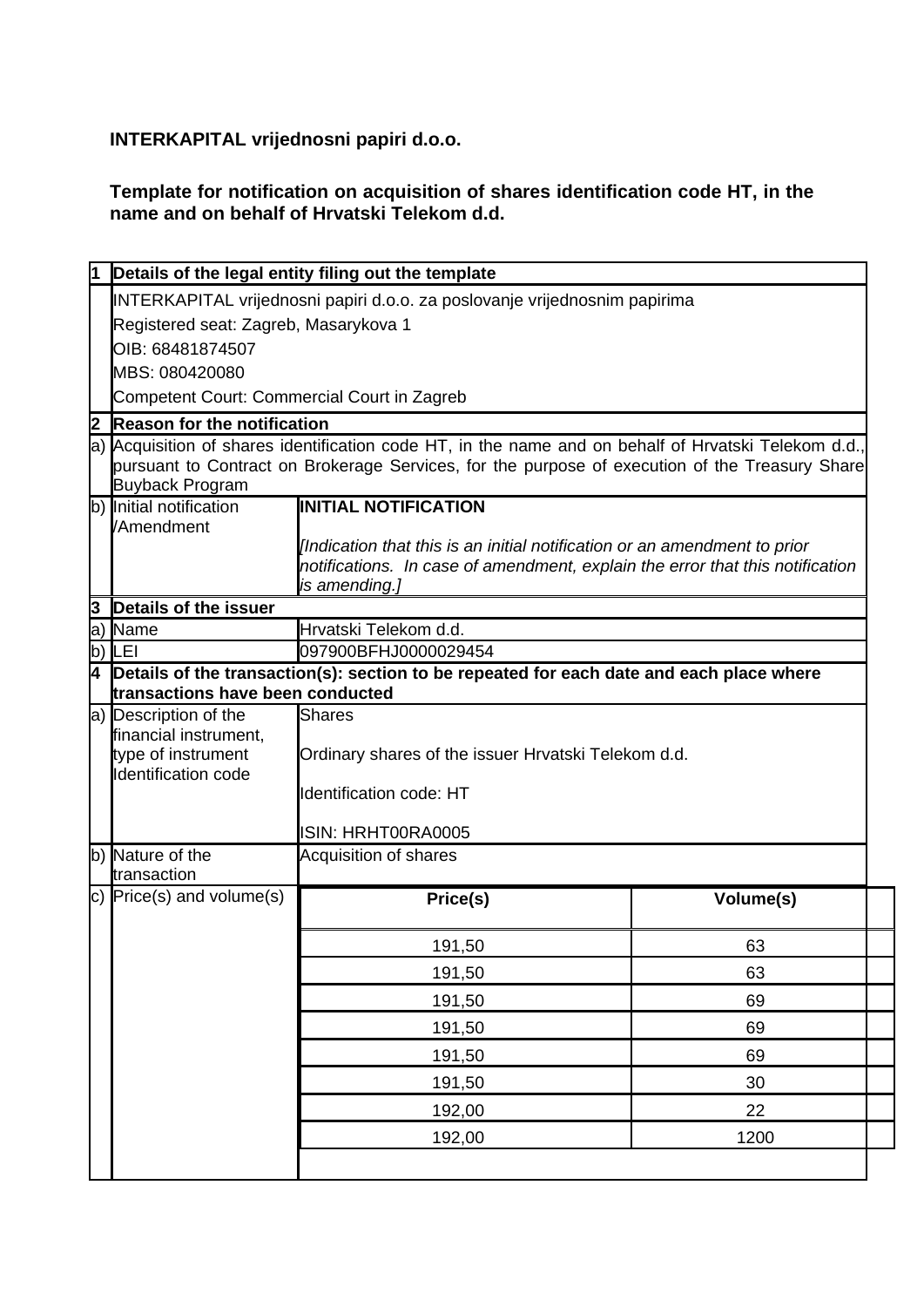**INTERKAPITAL vrijednosni papiri d.o.o.**

**Template for notification on acquisition of shares identification code HT, in the name and on behalf of Hrvatski Telekom d.d.**

| | | | |
|---|---|---|---|
| **1** | **Details of the legal entity filing out the template** | | |
| | INTERKAPITAL vrijednosni papiri d.o.o. za poslovanje vrijednosnim papirima<br>Registered seat: Zagreb, Masarykova 1<br>OIB: 68481874507<br>MBS: 080420080<br>Competent Court: Commercial Court in Zagreb | | |
| **2** | **Reason for the notification** | | |
| a) | Acquisition of shares identification code HT, in the name and on behalf of Hrvatski Telekom d.d., pursuant to Contract on Brokerage Services, for the purpose of execution of the Treasury Share Buyback Program | | |
| b) | Initial notification /Amendment | **INITIAL NOTIFICATION**<br><br>*[Indication that this is an initial notification or an amendment to prior notifications. In case of amendment, explain the error that this notification is amending.]* | |
| **3** | **Details of the issuer** | | |
| a) | Name | Hrvatski Telekom d.d. | |
| b) | LEI | 097900BFHJ0000029454 | |
| **4** | **Details of the transaction(s): section to be repeated for each date and each place where transactions have been conducted** | | |
| a) | Description of the financial instrument, type of instrument Identification code | Shares<br><br>Ordinary shares of the issuer Hrvatski Telekom d.d.<br><br>Identification code: HT<br><br>ISIN: HRHT00RA0005 | |
| b) | Nature of the transaction | Acquisition of shares | |
| c) | Price(s) and volume(s) | **Price(s)** | **Volume(s)** |
| | | 191,50 | 63 |
| | | 191,50 | 63 |
| | | 191,50 | 69 |
| | | 191,50 | 69 |
| | | 191,50 | 69 |
| | | 191,50 | 30 |
| | | 192,00 | 22 |
| | | 192,00 | 1200 |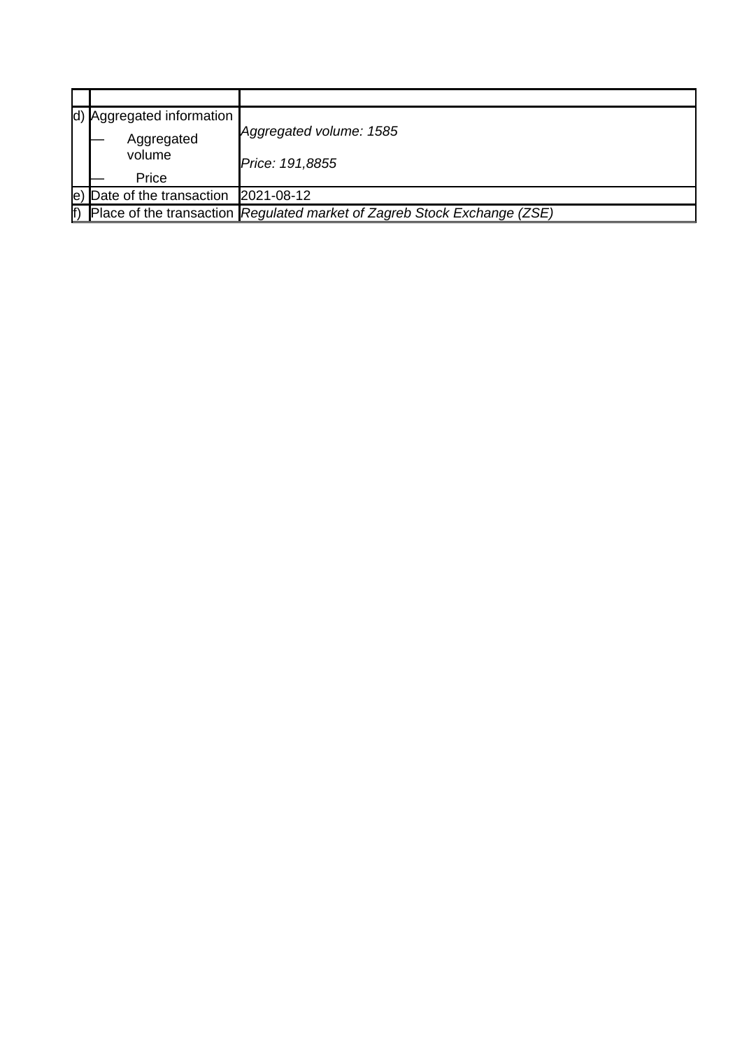| | | |
|---|---|---|
| | | |
| d) | Aggregated information<br>— Aggregated volume<br>— Price | *Aggregated volume: 1585*<br><br>*Price: 191,8855* |
| e) | Date of the transaction | 2021-08-12 |
| f) | Place of the transaction | *Regulated market of Zagreb Stock Exchange (ZSE)* |